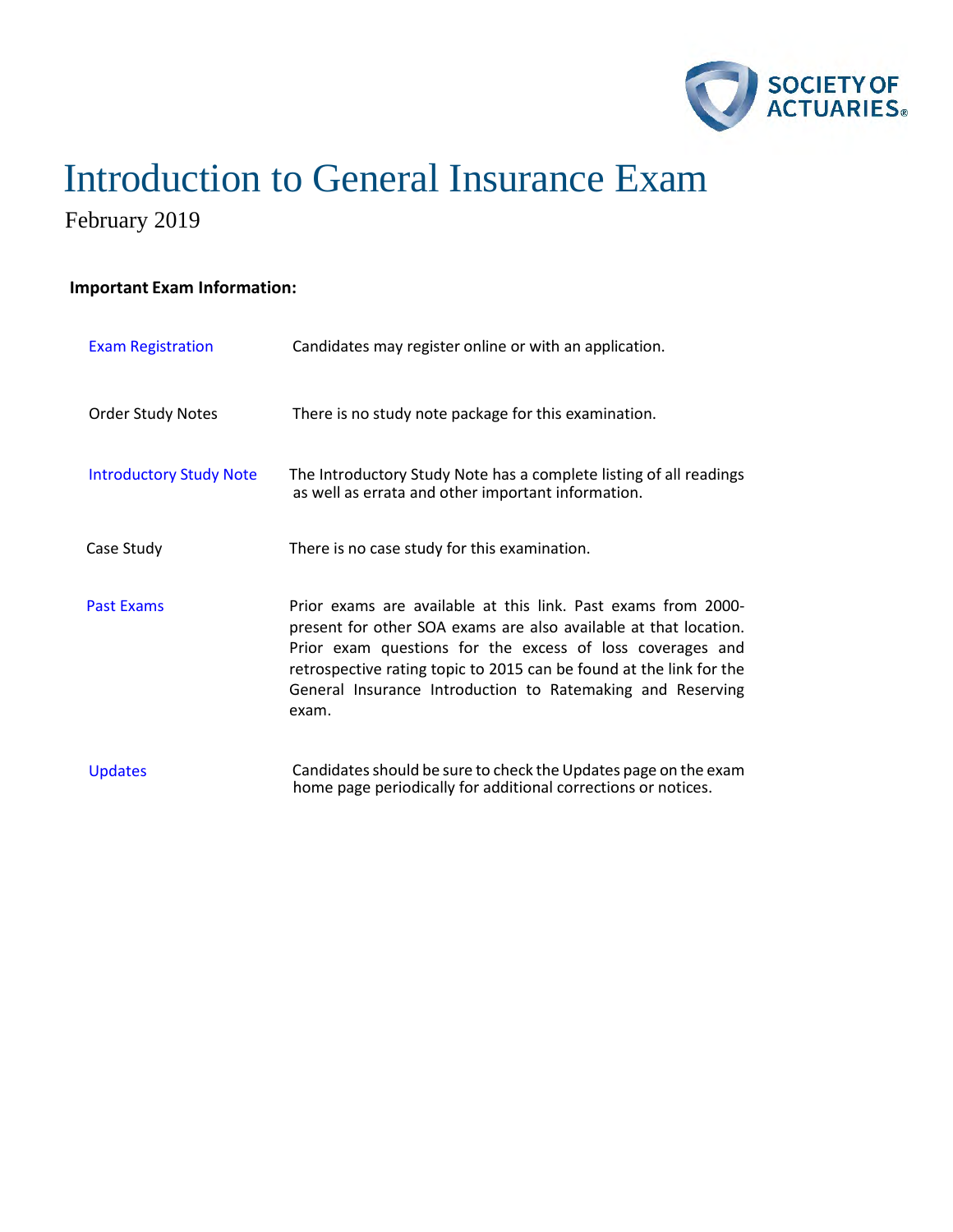SOCIETY OF ACTUARIES®

# Introduction to General Insurance Exam

February 2019

**Important Exam Information:**

| | |
|---|---|
| Exam Registration | Candidates may register online or with an application. |
| Order Study Notes | There is no study note package for this examination. |
| Introductory Study Note | The Introductory Study Note has a complete listing of all readings as well as errata and other important information. |
| Case Study | There is no case study for this examination. |
| Past Exams | Prior exams are available at this link. Past exams from 2000-present for other SOA exams are also available at that location. Prior exam questions for the excess of loss coverages and retrospective rating topic to 2015 can be found at the link for the General Insurance Introduction to Ratemaking and Reserving exam. |
| Updates | Candidates should be sure to check the Updates page on the exam home page periodically for additional corrections or notices. |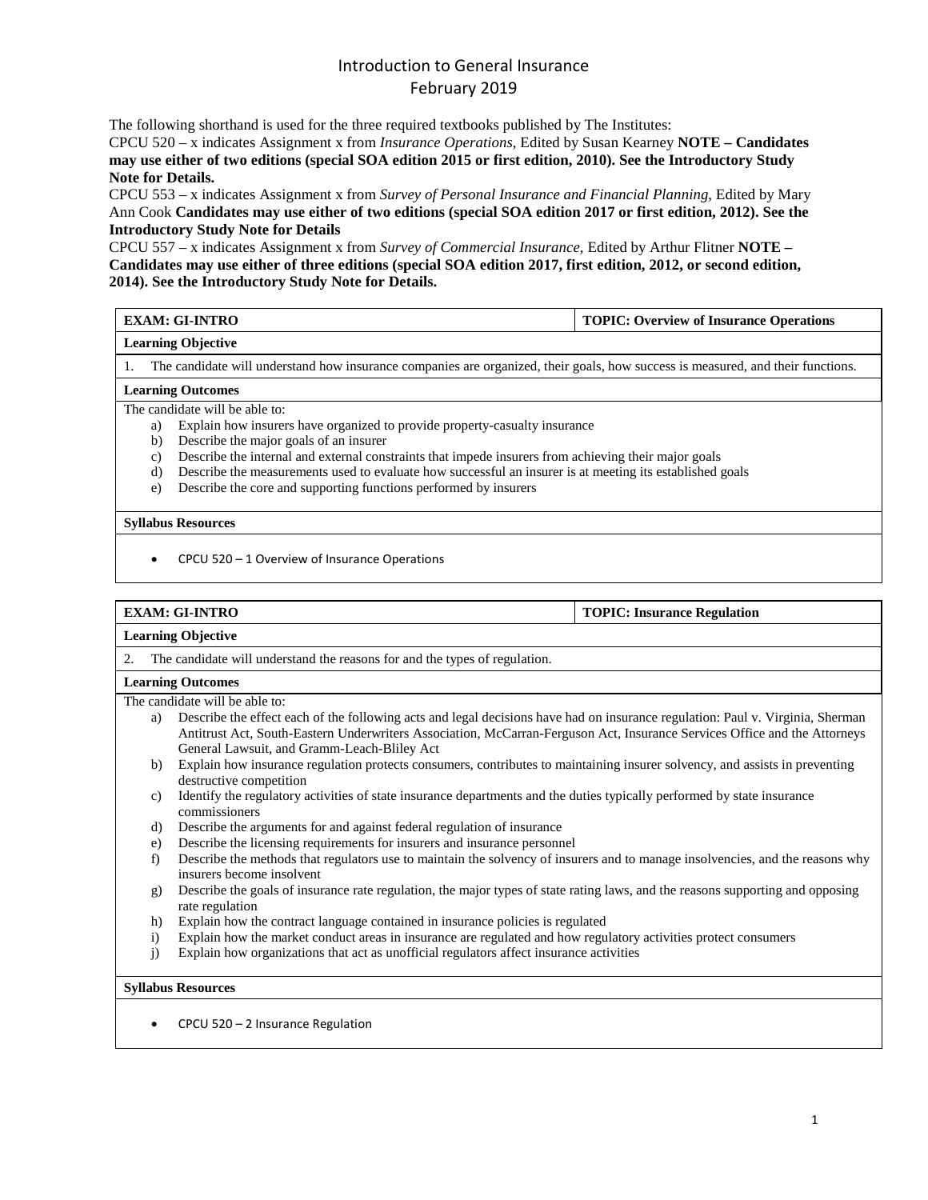# Introduction to General Insurance
## February 2019

The following shorthand is used for the three required textbooks published by The Institutes:

CPCU 520 – x indicates Assignment x from *Insurance Operations*, Edited by Susan Kearney **NOTE – Candidates may use either of two editions (special SOA edition 2015 or first edition, 2010). See the Introductory Study Note for Details.**

CPCU 553 – x indicates Assignment x from *Survey of Personal Insurance and Financial Planning*, Edited by Mary Ann Cook **Candidates may use either of two editions (special SOA edition 2017 or first edition, 2012). See the Introductory Study Note for Details**

CPCU 557 – x indicates Assignment x from *Survey of Commercial Insurance*, Edited by Arthur Flitner **NOTE – Candidates may use either of three editions (special SOA edition 2017, first edition, 2012, or second edition, 2014). See the Introductory Study Note for Details.**

| **EXAM: GI-INTRO** | **TOPIC: Overview of Insurance Operations** |
|---|---|

**Learning Objective**

1. The candidate will understand how insurance companies are organized, their goals, how success is measured, and their functions.

**Learning Outcomes**

The candidate will be able to:

a) Explain how insurers have organized to provide property-casualty insurance
b) Describe the major goals of an insurer
c) Describe the internal and external constraints that impede insurers from achieving their major goals
d) Describe the measurements used to evaluate how successful an insurer is at meeting its established goals
e) Describe the core and supporting functions performed by insurers

**Syllabus Resources**

- CPCU 520 – 1 Overview of Insurance Operations

| **EXAM: GI-INTRO** | **TOPIC: Insurance Regulation** |
|---|---|

**Learning Objective**

2. The candidate will understand the reasons for and the types of regulation.

**Learning Outcomes**

The candidate will be able to:

a) Describe the effect each of the following acts and legal decisions have had on insurance regulation: Paul v. Virginia, Sherman Antitrust Act, South-Eastern Underwriters Association, McCarran-Ferguson Act, Insurance Services Office and the Attorneys General Lawsuit, and Gramm-Leach-Bliley Act
b) Explain how insurance regulation protects consumers, contributes to maintaining insurer solvency, and assists in preventing destructive competition
c) Identify the regulatory activities of state insurance departments and the duties typically performed by state insurance commissioners
d) Describe the arguments for and against federal regulation of insurance
e) Describe the licensing requirements for insurers and insurance personnel
f) Describe the methods that regulators use to maintain the solvency of insurers and to manage insolvencies, and the reasons why insurers become insolvent
g) Describe the goals of insurance rate regulation, the major types of state rating laws, and the reasons supporting and opposing rate regulation
h) Explain how the contract language contained in insurance policies is regulated
i) Explain how the market conduct areas in insurance are regulated and how regulatory activities protect consumers
j) Explain how organizations that act as unofficial regulators affect insurance activities

**Syllabus Resources**

- CPCU 520 – 2 Insurance Regulation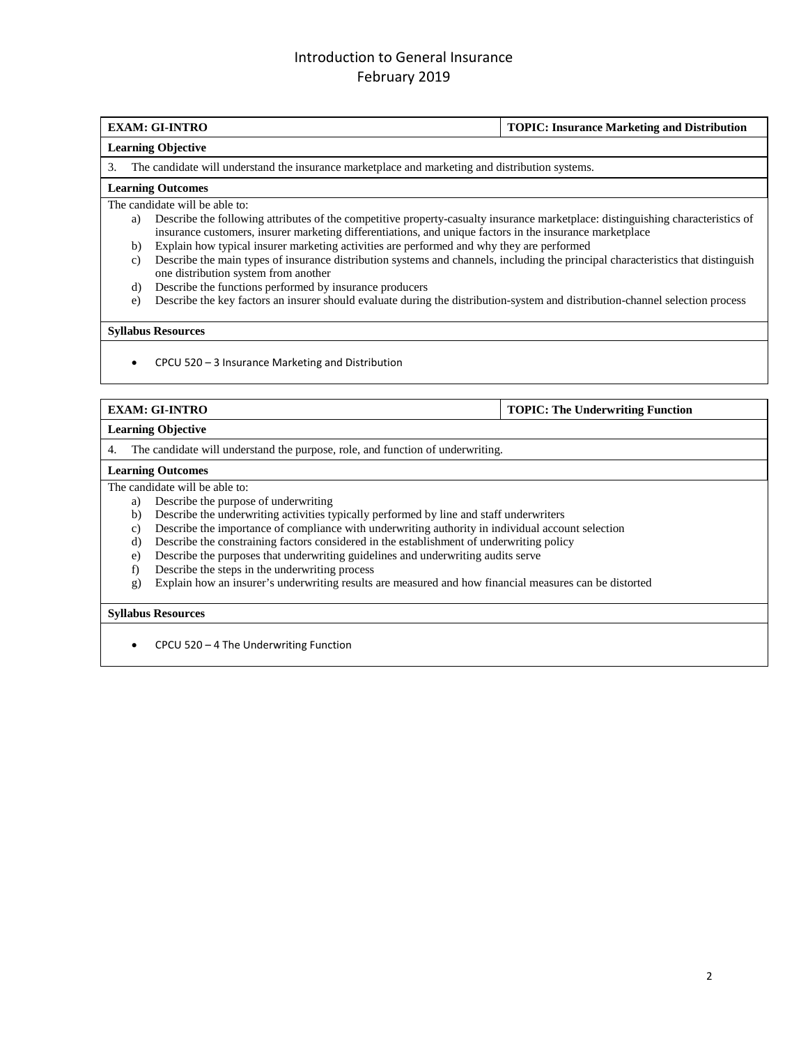# Introduction to General Insurance
## February 2019

| **EXAM: GI-INTRO** | **TOPIC: Insurance Marketing and Distribution** |
| --- | --- |

**Learning Objective**

3. The candidate will understand the insurance marketplace and marketing and distribution systems.

**Learning Outcomes**

The candidate will be able to:

a) Describe the following attributes of the competitive property-casualty insurance marketplace: distinguishing characteristics of insurance customers, insurer marketing differentiations, and unique factors in the insurance marketplace
b) Explain how typical insurer marketing activities are performed and why they are performed
c) Describe the main types of insurance distribution systems and channels, including the principal characteristics that distinguish one distribution system from another
d) Describe the functions performed by insurance producers
e) Describe the key factors an insurer should evaluate during the distribution-system and distribution-channel selection process

**Syllabus Resources**

- CPCU 520 – 3 Insurance Marketing and Distribution

| **EXAM: GI-INTRO** | **TOPIC: The Underwriting Function** |
| --- | --- |

**Learning Objective**

4. The candidate will understand the purpose, role, and function of underwriting.

**Learning Outcomes**

The candidate will be able to:

a) Describe the purpose of underwriting
b) Describe the underwriting activities typically performed by line and staff underwriters
c) Describe the importance of compliance with underwriting authority in individual account selection
d) Describe the constraining factors considered in the establishment of underwriting policy
e) Describe the purposes that underwriting guidelines and underwriting audits serve
f) Describe the steps in the underwriting process
g) Explain how an insurer's underwriting results are measured and how financial measures can be distorted

**Syllabus Resources**

- CPCU 520 – 4 The Underwriting Function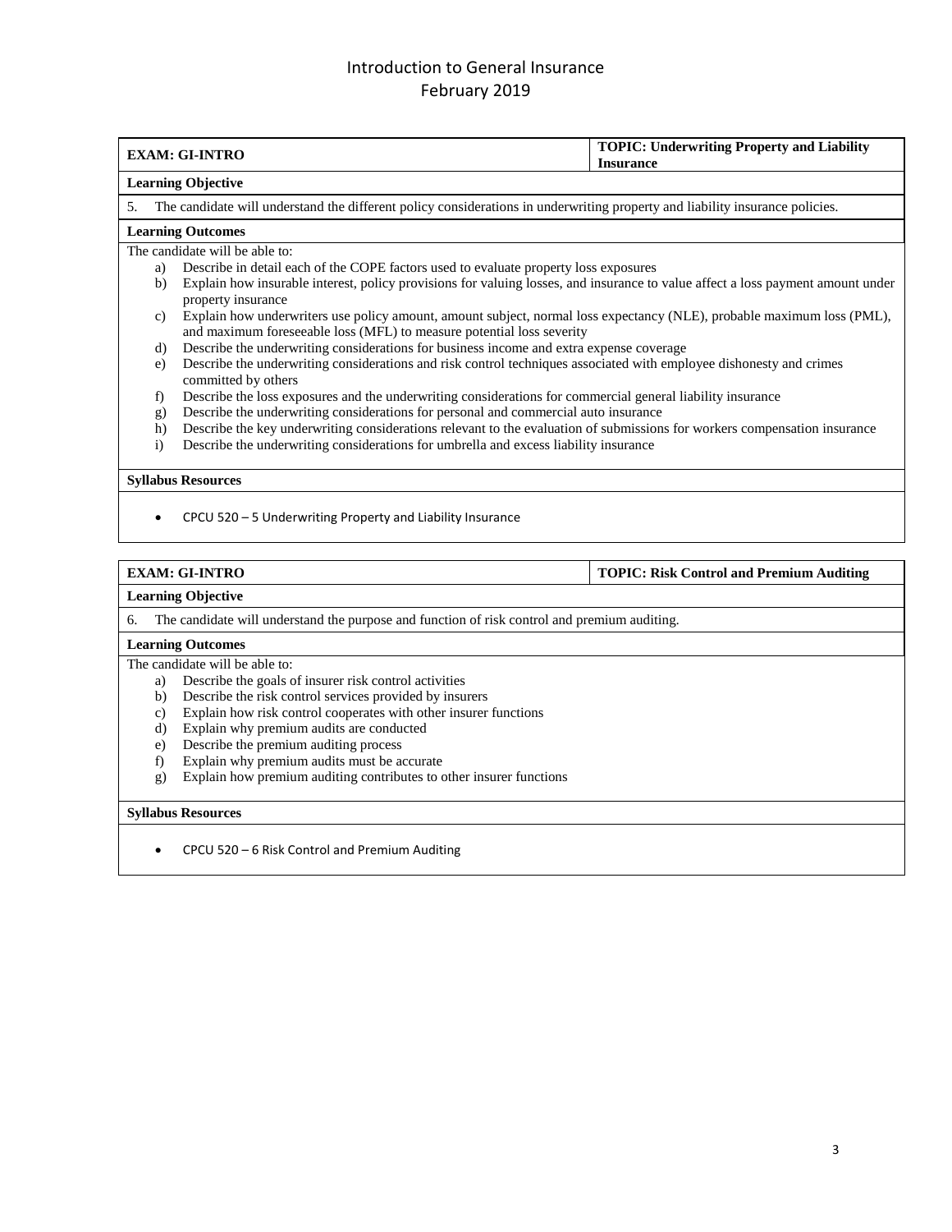# Introduction to General Insurance
# February 2019

| **EXAM: GI-INTRO** | **TOPIC: Underwriting Property and Liability Insurance** |
|---|---|

**Learning Objective**

5. The candidate will understand the different policy considerations in underwriting property and liability insurance policies.

**Learning Outcomes**

The candidate will be able to:

a) Describe in detail each of the COPE factors used to evaluate property loss exposures
b) Explain how insurable interest, policy provisions for valuing losses, and insurance to value affect a loss payment amount under property insurance
c) Explain how underwriters use policy amount, amount subject, normal loss expectancy (NLE), probable maximum loss (PML), and maximum foreseeable loss (MFL) to measure potential loss severity
d) Describe the underwriting considerations for business income and extra expense coverage
e) Describe the underwriting considerations and risk control techniques associated with employee dishonesty and crimes committed by others
f) Describe the loss exposures and the underwriting considerations for commercial general liability insurance
g) Describe the underwriting considerations for personal and commercial auto insurance
h) Describe the key underwriting considerations relevant to the evaluation of submissions for workers compensation insurance
i) Describe the underwriting considerations for umbrella and excess liability insurance

**Syllabus Resources**

- CPCU 520 – 5 Underwriting Property and Liability Insurance

| **EXAM: GI-INTRO** | **TOPIC: Risk Control and Premium Auditing** |
|---|---|

**Learning Objective**

6. The candidate will understand the purpose and function of risk control and premium auditing.

**Learning Outcomes**

The candidate will be able to:

a) Describe the goals of insurer risk control activities
b) Describe the risk control services provided by insurers
c) Explain how risk control cooperates with other insurer functions
d) Explain why premium audits are conducted
e) Describe the premium auditing process
f) Explain why premium audits must be accurate
g) Explain how premium auditing contributes to other insurer functions

**Syllabus Resources**

- CPCU 520 – 6 Risk Control and Premium Auditing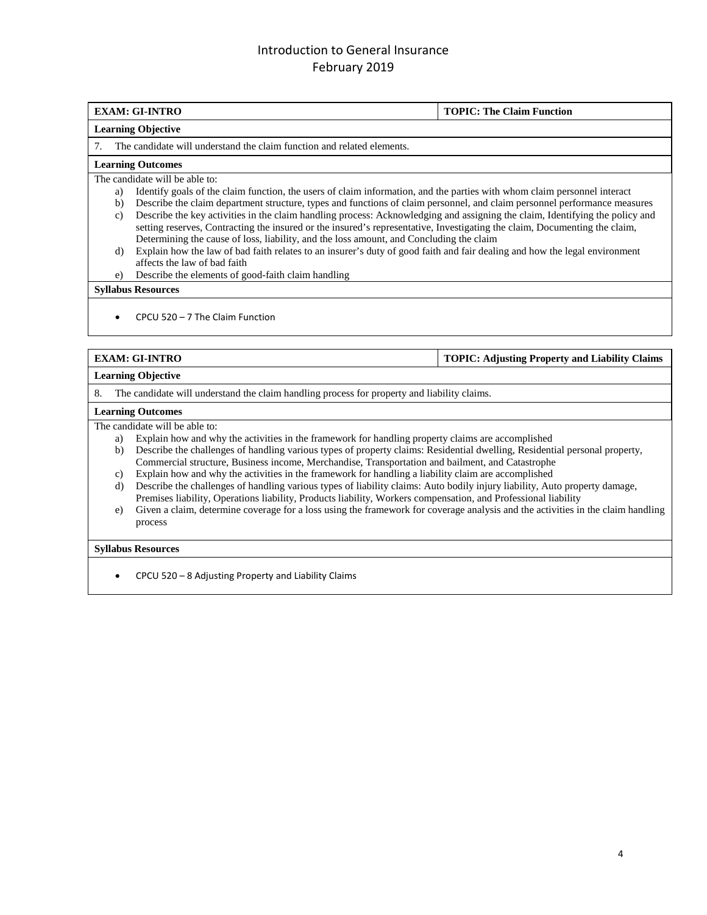| EXAM: GI-INTRO | TOPIC: The Claim Function |
| --- | --- |
| **Learning Objective** | |
| 7. The candidate will understand the claim function and related elements. | |
| **Learning Outcomes** | |
| The candidate will be able to:<br>a) Identify goals of the claim function, the users of claim information, and the parties with whom claim personnel interact<br>b) Describe the claim department structure, types and functions of claim personnel, and claim personnel performance measures<br>c) Describe the key activities in the claim handling process: Acknowledging and assigning the claim, Identifying the policy and setting reserves, Contracting the insured or the insured's representative, Investigating the claim, Documenting the claim, Determining the cause of loss, liability, and the loss amount, and Concluding the claim<br>d) Explain how the law of bad faith relates to an insurer's duty of good faith and fair dealing and how the legal environment affects the law of bad faith<br>e) Describe the elements of good-faith claim handling | |
| **Syllabus Resources** | |
| • CPCU 520 – 7 The Claim Function | |

| EXAM: GI-INTRO | TOPIC: Adjusting Property and Liability Claims |
| --- | --- |
| **Learning Objective** | |
| 8. The candidate will understand the claim handling process for property and liability claims. | |
| **Learning Outcomes** | |
| The candidate will be able to:<br>a) Explain how and why the activities in the framework for handling property claims are accomplished<br>b) Describe the challenges of handling various types of property claims: Residential dwelling, Residential personal property, Commercial structure, Business income, Merchandise, Transportation and bailment, and Catastrophe<br>c) Explain how and why the activities in the framework for handling a liability claim are accomplished<br>d) Describe the challenges of handling various types of liability claims: Auto bodily injury liability, Auto property damage, Premises liability, Operations liability, Products liability, Workers compensation, and Professional liability<br>e) Given a claim, determine coverage for a loss using the framework for coverage analysis and the activities in the claim handling process | |
| **Syllabus Resources** | |
| • CPCU 520 – 8 Adjusting Property and Liability Claims | |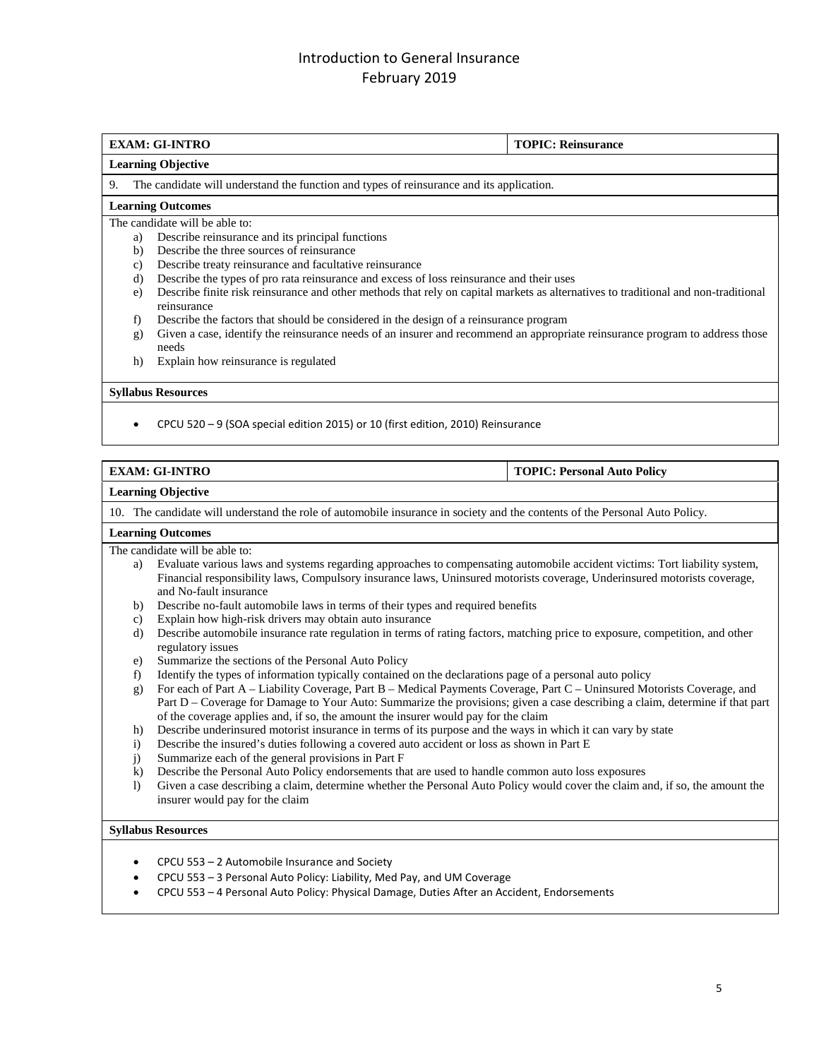| **EXAM: GI-INTRO** | **TOPIC: Reinsurance** |
|---|---|

**Learning Objective**

9. The candidate will understand the function and types of reinsurance and its application.

**Learning Outcomes**

The candidate will be able to:

a) Describe reinsurance and its principal functions
b) Describe the three sources of reinsurance
c) Describe treaty reinsurance and facultative reinsurance
d) Describe the types of pro rata reinsurance and excess of loss reinsurance and their uses
e) Describe finite risk reinsurance and other methods that rely on capital markets as alternatives to traditional and non-traditional reinsurance
f) Describe the factors that should be considered in the design of a reinsurance program
g) Given a case, identify the reinsurance needs of an insurer and recommend an appropriate reinsurance program to address those needs
h) Explain how reinsurance is regulated

**Syllabus Resources**

- CPCU 520 – 9 (SOA special edition 2015) or 10 (first edition, 2010) Reinsurance

| **EXAM: GI-INTRO** | **TOPIC: Personal Auto Policy** |
|---|---|

**Learning Objective**

10. The candidate will understand the role of automobile insurance in society and the contents of the Personal Auto Policy.

**Learning Outcomes**

The candidate will be able to:

a) Evaluate various laws and systems regarding approaches to compensating automobile accident victims: Tort liability system, Financial responsibility laws, Compulsory insurance laws, Uninsured motorists coverage, Underinsured motorists coverage, and No-fault insurance
b) Describe no-fault automobile laws in terms of their types and required benefits
c) Explain how high-risk drivers may obtain auto insurance
d) Describe automobile insurance rate regulation in terms of rating factors, matching price to exposure, competition, and other regulatory issues
e) Summarize the sections of the Personal Auto Policy
f) Identify the types of information typically contained on the declarations page of a personal auto policy
g) For each of Part A – Liability Coverage, Part B – Medical Payments Coverage, Part C – Uninsured Motorists Coverage, and Part D – Coverage for Damage to Your Auto: Summarize the provisions; given a case describing a claim, determine if that part of the coverage applies and, if so, the amount the insurer would pay for the claim
h) Describe underinsured motorist insurance in terms of its purpose and the ways in which it can vary by state
i) Describe the insured's duties following a covered auto accident or loss as shown in Part E
j) Summarize each of the general provisions in Part F
k) Describe the Personal Auto Policy endorsements that are used to handle common auto loss exposures
l) Given a case describing a claim, determine whether the Personal Auto Policy would cover the claim and, if so, the amount the insurer would pay for the claim

**Syllabus Resources**

- CPCU 553 – 2 Automobile Insurance and Society
- CPCU 553 – 3 Personal Auto Policy: Liability, Med Pay, and UM Coverage
- CPCU 553 – 4 Personal Auto Policy: Physical Damage, Duties After an Accident, Endorsements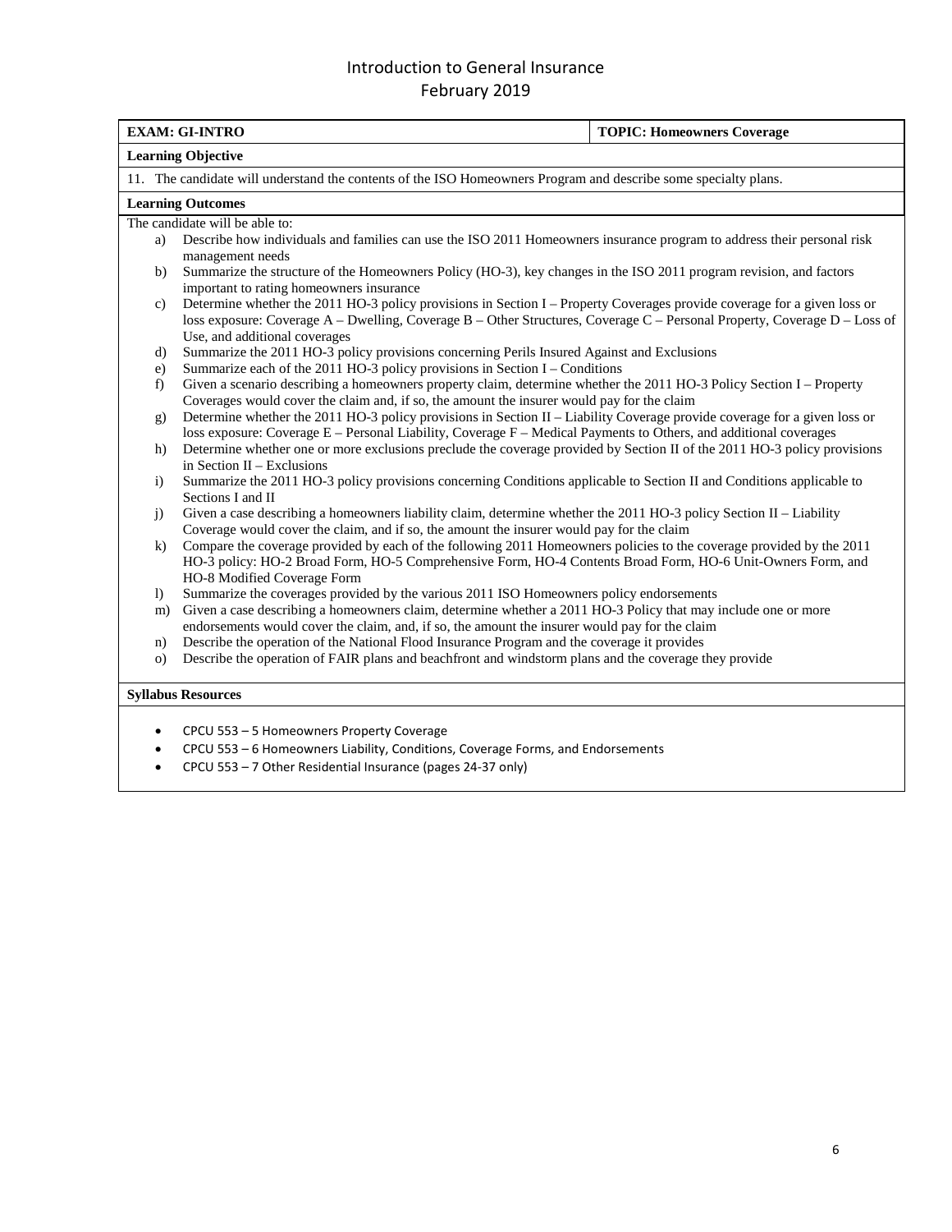# Introduction to General Insurance
# February 2019

| **EXAM: GI-INTRO** | **TOPIC: Homeowners Coverage** |
|---|---|

**Learning Objective**

11. The candidate will understand the contents of the ISO Homeowners Program and describe some specialty plans.

**Learning Outcomes**

The candidate will be able to:

a) Describe how individuals and families can use the ISO 2011 Homeowners insurance program to address their personal risk management needs
b) Summarize the structure of the Homeowners Policy (HO-3), key changes in the ISO 2011 program revision, and factors important to rating homeowners insurance
c) Determine whether the 2011 HO-3 policy provisions in Section I – Property Coverages provide coverage for a given loss or loss exposure: Coverage A – Dwelling, Coverage B – Other Structures, Coverage C – Personal Property, Coverage D – Loss of Use, and additional coverages
d) Summarize the 2011 HO-3 policy provisions concerning Perils Insured Against and Exclusions
e) Summarize each of the 2011 HO-3 policy provisions in Section I – Conditions
f) Given a scenario describing a homeowners property claim, determine whether the 2011 HO-3 Policy Section I – Property Coverages would cover the claim and, if so, the amount the insurer would pay for the claim
g) Determine whether the 2011 HO-3 policy provisions in Section II – Liability Coverage provide coverage for a given loss or loss exposure: Coverage E – Personal Liability, Coverage F – Medical Payments to Others, and additional coverages
h) Determine whether one or more exclusions preclude the coverage provided by Section II of the 2011 HO-3 policy provisions in Section II – Exclusions
i) Summarize the 2011 HO-3 policy provisions concerning Conditions applicable to Section II and Conditions applicable to Sections I and II
j) Given a case describing a homeowners liability claim, determine whether the 2011 HO-3 policy Section II – Liability Coverage would cover the claim, and if so, the amount the insurer would pay for the claim
k) Compare the coverage provided by each of the following 2011 Homeowners policies to the coverage provided by the 2011 HO-3 policy: HO-2 Broad Form, HO-5 Comprehensive Form, HO-4 Contents Broad Form, HO-6 Unit-Owners Form, and HO-8 Modified Coverage Form
l) Summarize the coverages provided by the various 2011 ISO Homeowners policy endorsements
m) Given a case describing a homeowners claim, determine whether a 2011 HO-3 Policy that may include one or more endorsements would cover the claim, and, if so, the amount the insurer would pay for the claim
n) Describe the operation of the National Flood Insurance Program and the coverage it provides
o) Describe the operation of FAIR plans and beachfront and windstorm plans and the coverage they provide

**Syllabus Resources**

- CPCU 553 – 5 Homeowners Property Coverage
- CPCU 553 – 6 Homeowners Liability, Conditions, Coverage Forms, and Endorsements
- CPCU 553 – 7 Other Residential Insurance (pages 24-37 only)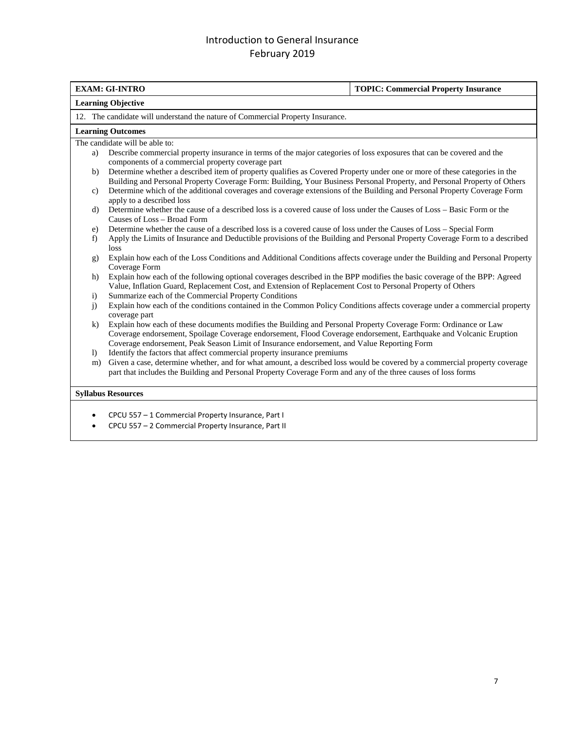Introduction to General Insurance
February 2019

| **EXAM: GI-INTRO** | **TOPIC: Commercial Property Insurance** |
|---|---|
| **Learning Objective** | |
| 12. The candidate will understand the nature of Commercial Property Insurance. | |
| **Learning Outcomes** | |

The candidate will be able to:

a) Describe commercial property insurance in terms of the major categories of loss exposures that can be covered and the components of a commercial property coverage part
b) Determine whether a described item of property qualifies as Covered Property under one or more of these categories in the Building and Personal Property Coverage Form: Building, Your Business Personal Property, and Personal Property of Others
c) Determine which of the additional coverages and coverage extensions of the Building and Personal Property Coverage Form apply to a described loss
d) Determine whether the cause of a described loss is a covered cause of loss under the Causes of Loss – Basic Form or the Causes of Loss – Broad Form
e) Determine whether the cause of a described loss is a covered cause of loss under the Causes of Loss – Special Form
f) Apply the Limits of Insurance and Deductible provisions of the Building and Personal Property Coverage Form to a described loss
g) Explain how each of the Loss Conditions and Additional Conditions affects coverage under the Building and Personal Property Coverage Form
h) Explain how each of the following optional coverages described in the BPP modifies the basic coverage of the BPP: Agreed Value, Inflation Guard, Replacement Cost, and Extension of Replacement Cost to Personal Property of Others
i) Summarize each of the Commercial Property Conditions
j) Explain how each of the conditions contained in the Common Policy Conditions affects coverage under a commercial property coverage part
k) Explain how each of these documents modifies the Building and Personal Property Coverage Form: Ordinance or Law Coverage endorsement, Spoilage Coverage endorsement, Flood Coverage endorsement, Earthquake and Volcanic Eruption Coverage endorsement, Peak Season Limit of Insurance endorsement, and Value Reporting Form
l) Identify the factors that affect commercial property insurance premiums
m) Given a case, determine whether, and for what amount, a described loss would be covered by a commercial property coverage part that includes the Building and Personal Property Coverage Form and any of the three causes of loss forms

**Syllabus Resources**

- CPCU 557 – 1 Commercial Property Insurance, Part I
- CPCU 557 – 2 Commercial Property Insurance, Part II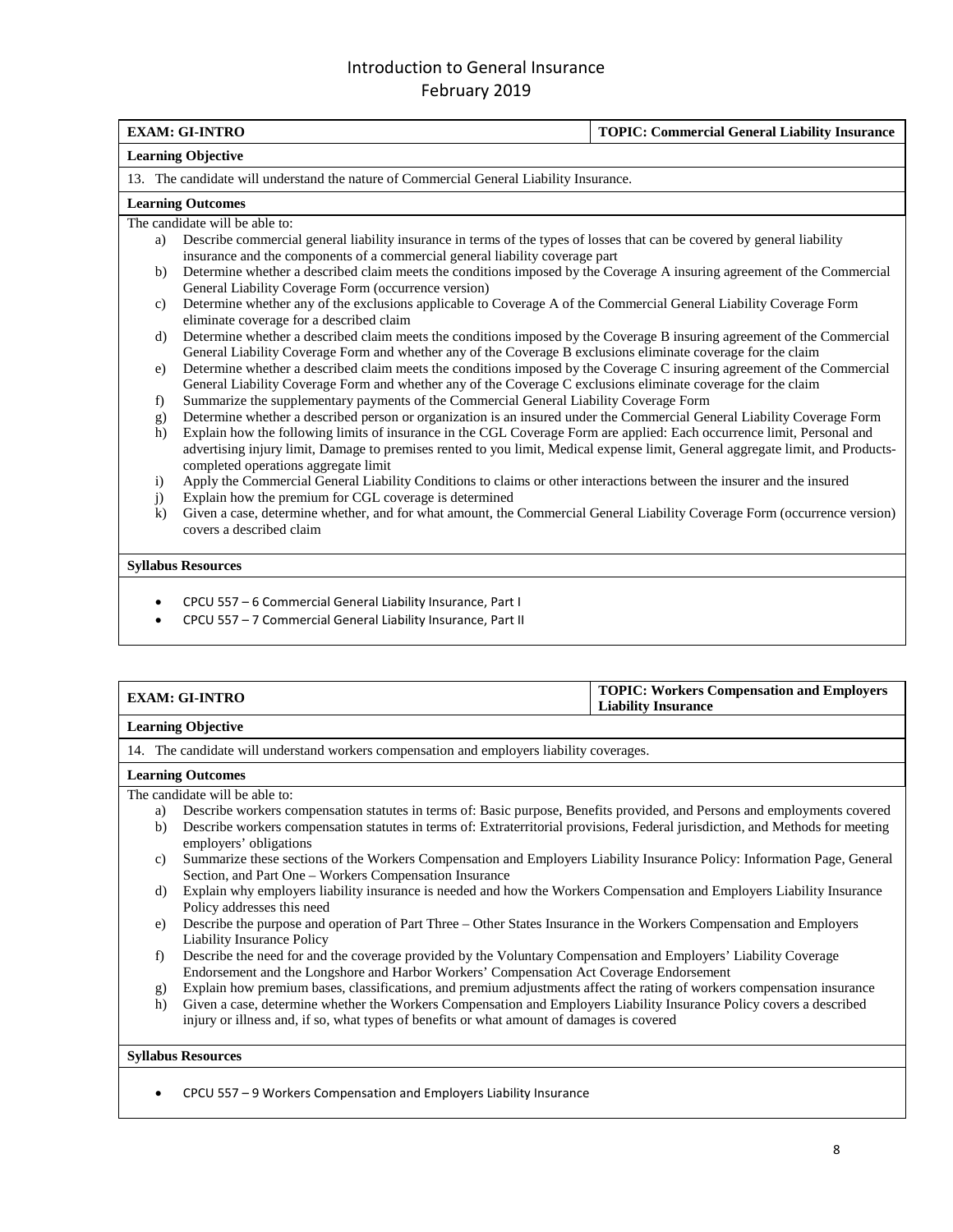| **EXAM: GI-INTRO** | **TOPIC: Commercial General Liability Insurance** |
|---|---|

**Learning Objective**

13. The candidate will understand the nature of Commercial General Liability Insurance.

**Learning Outcomes**

The candidate will be able to:

a) Describe commercial general liability insurance in terms of the types of losses that can be covered by general liability insurance and the components of a commercial general liability coverage part
b) Determine whether a described claim meets the conditions imposed by the Coverage A insuring agreement of the Commercial General Liability Coverage Form (occurrence version)
c) Determine whether any of the exclusions applicable to Coverage A of the Commercial General Liability Coverage Form eliminate coverage for a described claim
d) Determine whether a described claim meets the conditions imposed by the Coverage B insuring agreement of the Commercial General Liability Coverage Form and whether any of the Coverage B exclusions eliminate coverage for the claim
e) Determine whether a described claim meets the conditions imposed by the Coverage C insuring agreement of the Commercial General Liability Coverage Form and whether any of the Coverage C exclusions eliminate coverage for the claim
f) Summarize the supplementary payments of the Commercial General Liability Coverage Form
g) Determine whether a described person or organization is an insured under the Commercial General Liability Coverage Form
h) Explain how the following limits of insurance in the CGL Coverage Form are applied: Each occurrence limit, Personal and advertising injury limit, Damage to premises rented to you limit, Medical expense limit, General aggregate limit, and Products-completed operations aggregate limit
i) Apply the Commercial General Liability Conditions to claims or other interactions between the insurer and the insured
j) Explain how the premium for CGL coverage is determined
k) Given a case, determine whether, and for what amount, the Commercial General Liability Coverage Form (occurrence version) covers a described claim

**Syllabus Resources**

- CPCU 557 – 6 Commercial General Liability Insurance, Part I
- CPCU 557 – 7 Commercial General Liability Insurance, Part II

| **EXAM: GI-INTRO** | **TOPIC: Workers Compensation and Employers Liability Insurance** |
|---|---|

**Learning Objective**

14. The candidate will understand workers compensation and employers liability coverages.

**Learning Outcomes**

The candidate will be able to:

a) Describe workers compensation statutes in terms of: Basic purpose, Benefits provided, and Persons and employments covered
b) Describe workers compensation statutes in terms of: Extraterritorial provisions, Federal jurisdiction, and Methods for meeting employers' obligations
c) Summarize these sections of the Workers Compensation and Employers Liability Insurance Policy: Information Page, General Section, and Part One – Workers Compensation Insurance
d) Explain why employers liability insurance is needed and how the Workers Compensation and Employers Liability Insurance Policy addresses this need
e) Describe the purpose and operation of Part Three – Other States Insurance in the Workers Compensation and Employers Liability Insurance Policy
f) Describe the need for and the coverage provided by the Voluntary Compensation and Employers' Liability Coverage Endorsement and the Longshore and Harbor Workers' Compensation Act Coverage Endorsement
g) Explain how premium bases, classifications, and premium adjustments affect the rating of workers compensation insurance
h) Given a case, determine whether the Workers Compensation and Employers Liability Insurance Policy covers a described injury or illness and, if so, what types of benefits or what amount of damages is covered

**Syllabus Resources**

- CPCU 557 – 9 Workers Compensation and Employers Liability Insurance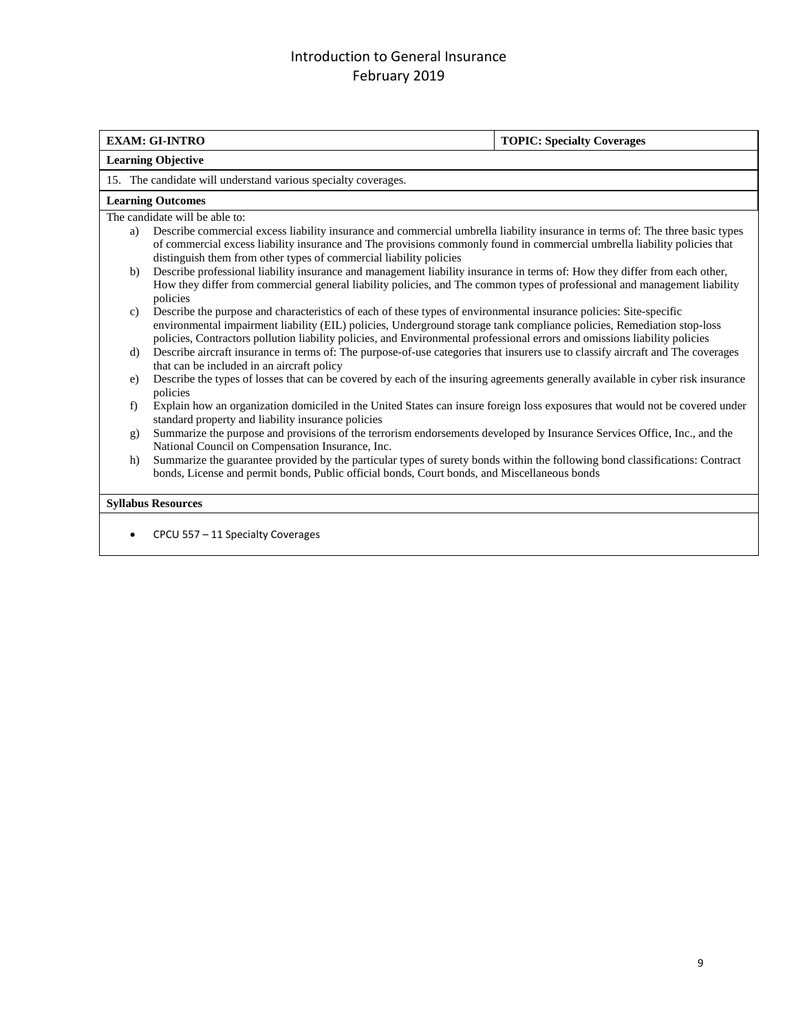| EXAM: GI-INTRO | TOPIC: Specialty Coverages |
| --- | --- |

**Learning Objective**

15. The candidate will understand various specialty coverages.

**Learning Outcomes**

The candidate will be able to:

a) Describe commercial excess liability insurance and commercial umbrella liability insurance in terms of: The three basic types of commercial excess liability insurance and The provisions commonly found in commercial umbrella liability policies that distinguish them from other types of commercial liability policies

b) Describe professional liability insurance and management liability insurance in terms of: How they differ from each other, How they differ from commercial general liability policies, and The common types of professional and management liability policies

c) Describe the purpose and characteristics of each of these types of environmental insurance policies: Site-specific environmental impairment liability (EIL) policies, Underground storage tank compliance policies, Remediation stop-loss policies, Contractors pollution liability policies, and Environmental professional errors and omissions liability policies

d) Describe aircraft insurance in terms of: The purpose-of-use categories that insurers use to classify aircraft and The coverages that can be included in an aircraft policy

e) Describe the types of losses that can be covered by each of the insuring agreements generally available in cyber risk insurance policies

f) Explain how an organization domiciled in the United States can insure foreign loss exposures that would not be covered under standard property and liability insurance policies

g) Summarize the purpose and provisions of the terrorism endorsements developed by Insurance Services Office, Inc., and the National Council on Compensation Insurance, Inc.

h) Summarize the guarantee provided by the particular types of surety bonds within the following bond classifications: Contract bonds, License and permit bonds, Public official bonds, Court bonds, and Miscellaneous bonds

**Syllabus Resources**

- CPCU 557 – 11 Specialty Coverages